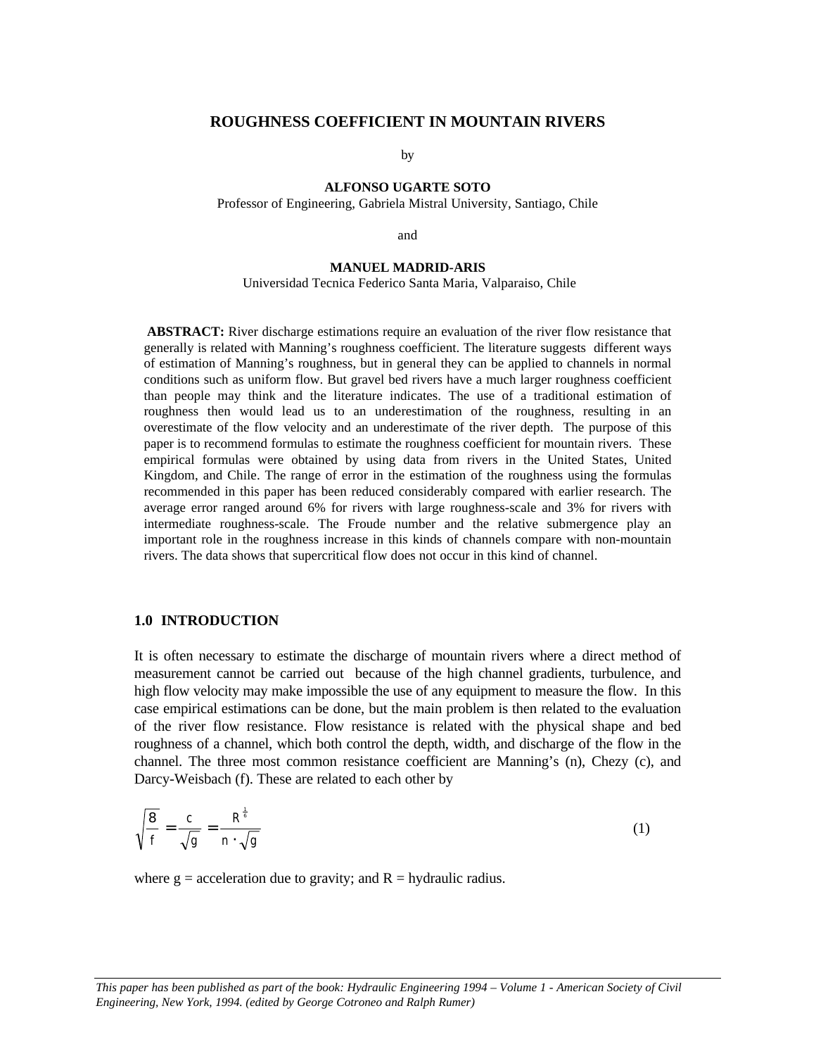# ROUGHNESS COEFFICIENT IN MOUNTAIN RIVERS

by

**ALFONSO UGARTE SOTO**
Professor of Engineering, Gabriela Mistral University, Santiago, Chile

and

**MANUEL MADRID-ARIS**
Universidad Tecnica Federico Santa Maria, Valparaiso, Chile

**ABSTRACT:** River discharge estimations require an evaluation of the river flow resistance that generally is related with Manning's roughness coefficient. The literature suggests different ways of estimation of Manning's roughness, but in general they can be applied to channels in normal conditions such as uniform flow. But gravel bed rivers have a much larger roughness coefficient than people may think and the literature indicates. The use of a traditional estimation of roughness then would lead us to an underestimation of the roughness, resulting in an overestimate of the flow velocity and an underestimate of the river depth. The purpose of this paper is to recommend formulas to estimate the roughness coefficient for mountain rivers. These empirical formulas were obtained by using data from rivers in the United States, United Kingdom, and Chile. The range of error in the estimation of the roughness using the formulas recommended in this paper has been reduced considerably compared with earlier research. The average error ranged around 6% for rivers with large roughness-scale and 3% for rivers with intermediate roughness-scale. The Froude number and the relative submergence play an important role in the roughness increase in this kinds of channels compare with non-mountain rivers. The data shows that supercritical flow does not occur in this kind of channel.

## 1.0 INTRODUCTION

It is often necessary to estimate the discharge of mountain rivers where a direct method of measurement cannot be carried out because of the high channel gradients, turbulence, and high flow velocity may make impossible the use of any equipment to measure the flow. In this case empirical estimations can be done, but the main problem is then related to the evaluation of the river flow resistance. Flow resistance is related with the physical shape and bed roughness of a channel, which both control the depth, width, and discharge of the flow in the channel. The three most common resistance coefficient are Manning's (n), Chezy (c), and Darcy-Weisbach (f). These are related to each other by

$$\sqrt{\frac{8}{f}} = \frac{c}{\sqrt{g}} = \frac{R^{\frac{1}{6}}}{n \cdot \sqrt{g}} \tag{1}$$

where g = acceleration due to gravity; and R = hydraulic radius.

*This paper has been published as part of the book: Hydraulic Engineering 1994 – Volume 1 - American Society of Civil Engineering, New York, 1994. (edited by George Cotroneo and Ralph Rumer)*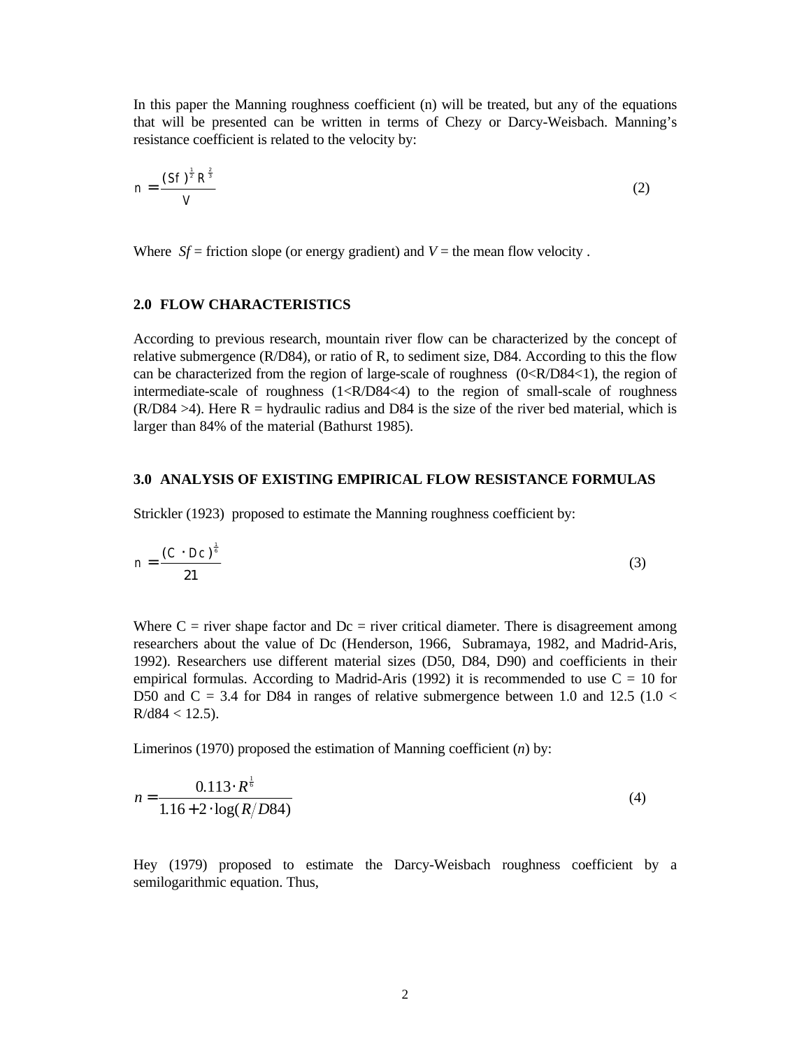In this paper the Manning roughness coefficient (n) will be treated, but any of the equations that will be presented can be written in terms of Chezy or Darcy-Weisbach. Manning's resistance coefficient is related to the velocity by:

$$n = \frac{(Sf)^{\frac{1}{2}} R^{\frac{2}{3}}}{V} \tag{2}$$

Where *Sf* = friction slope (or energy gradient) and *V* = the mean flow velocity .

## 2.0 FLOW CHARACTERISTICS

According to previous research, mountain river flow can be characterized by the concept of relative submergence (R/D84), or ratio of R, to sediment size, D84. According to this the flow can be characterized from the region of large-scale of roughness (0<R/D84<1), the region of intermediate-scale of roughness (1<R/D84<4) to the region of small-scale of roughness (R/D84 >4). Here R = hydraulic radius and D84 is the size of the river bed material, which is larger than 84% of the material (Bathurst 1985).

## 3.0 ANALYSIS OF EXISTING EMPIRICAL FLOW RESISTANCE FORMULAS

Strickler (1923) proposed to estimate the Manning roughness coefficient by:

$$n = \frac{(C \cdot Dc)^{\frac{1}{6}}}{21} \tag{3}$$

Where C = river shape factor and Dc = river critical diameter. There is disagreement among researchers about the value of Dc (Henderson, 1966, Subramaya, 1982, and Madrid-Aris, 1992). Researchers use different material sizes (D50, D84, D90) and coefficients in their empirical formulas. According to Madrid-Aris (1992) it is recommended to use C = 10 for D50 and C = 3.4 for D84 in ranges of relative submergence between 1.0 and 12.5 (1.0 < R/d84 < 12.5).

Limerinos (1970) proposed the estimation of Manning coefficient (*n*) by:

$$n = \frac{0.113 \cdot R^{\frac{1}{6}}}{1.16 + 2 \cdot \log(R/D84)} \tag{4}$$

Hey (1979) proposed to estimate the Darcy-Weisbach roughness coefficient by a semilogarithmic equation. Thus,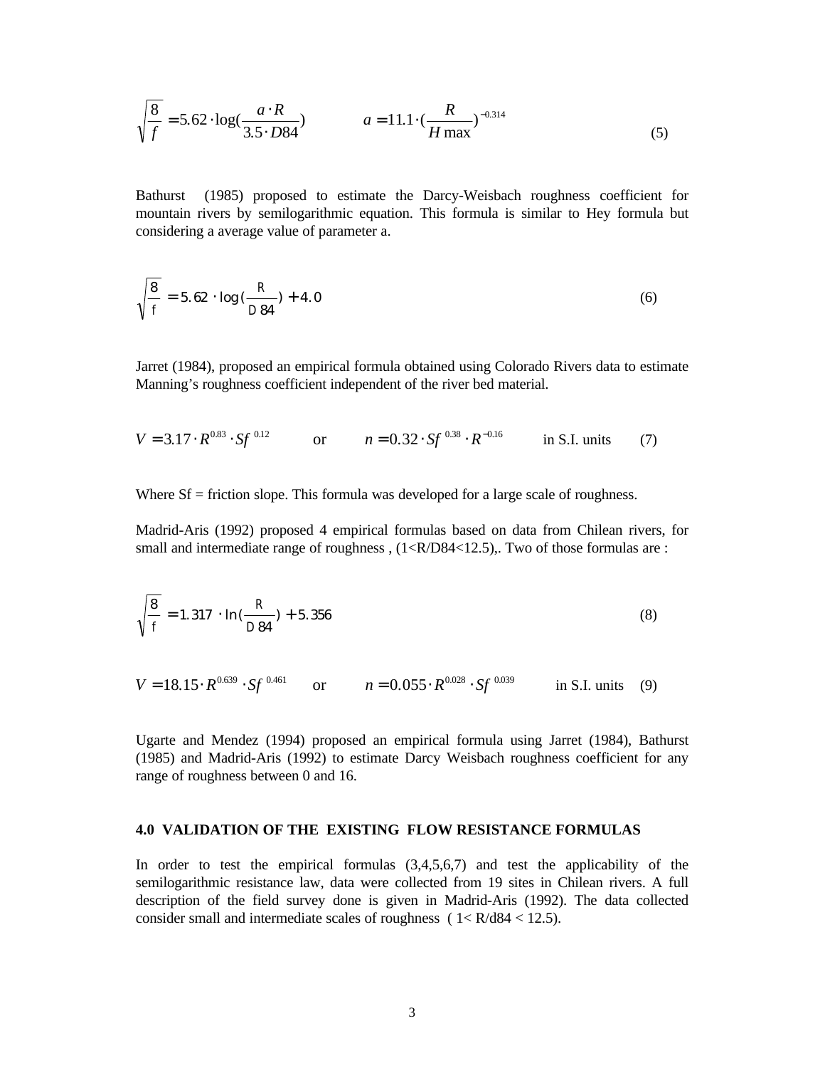$$\sqrt{\frac{8}{f}} = 5.62 \cdot \log(\frac{a \cdot R}{3.5 \cdot D84}) \qquad a = 11.1 \cdot (\frac{R}{H\max})^{-0.314} \tag{5}$$

Bathurst (1985) proposed to estimate the Darcy-Weisbach roughness coefficient for mountain rivers by semilogarithmic equation. This formula is similar to Hey formula but considering a average value of parameter a.

$$\sqrt{\frac{8}{f}} = 5.62 \cdot \log(\frac{R}{D84}) + 4.0 \tag{6}$$

Jarret (1984), proposed an empirical formula obtained using Colorado Rivers data to estimate Manning's roughness coefficient independent of the river bed material.

$$V = 3.17 \cdot R^{0.83} \cdot Sf^{\ 0.12} \qquad \text{or} \qquad n = 0.32 \cdot Sf^{\ 0.38} \cdot R^{-0.16} \qquad \text{in S.I. units} \tag{7}$$

Where Sf = friction slope. This formula was developed for a large scale of roughness.

Madrid-Aris (1992) proposed 4 empirical formulas based on data from Chilean rivers, for small and intermediate range of roughness , ($1<R/D84<12.5$),. Two of those formulas are :

$$\sqrt{\frac{8}{f}} = 1.317 \cdot \ln(\frac{R}{D84}) + 5.356 \tag{8}$$

$$V = 18.15 \cdot R^{0.639} \cdot Sf^{\ 0.461} \qquad \text{or} \qquad n = 0.055 \cdot R^{0.028} \cdot Sf^{\ 0.039} \qquad \text{in S.I. units} \tag{9}$$

Ugarte and Mendez (1994) proposed an empirical formula using Jarret (1984), Bathurst (1985) and Madrid-Aris (1992) to estimate Darcy Weisbach roughness coefficient for any range of roughness between 0 and 16.

## 4.0 VALIDATION OF THE EXISTING FLOW RESISTANCE FORMULAS

In order to test the empirical formulas (3,4,5,6,7) and test the applicability of the semilogarithmic resistance law, data were collected from 19 sites in Chilean rivers. A full description of the field survey done is given in Madrid-Aris (1992). The data collected consider small and intermediate scales of roughness ( $1< R/d84 < 12.5$).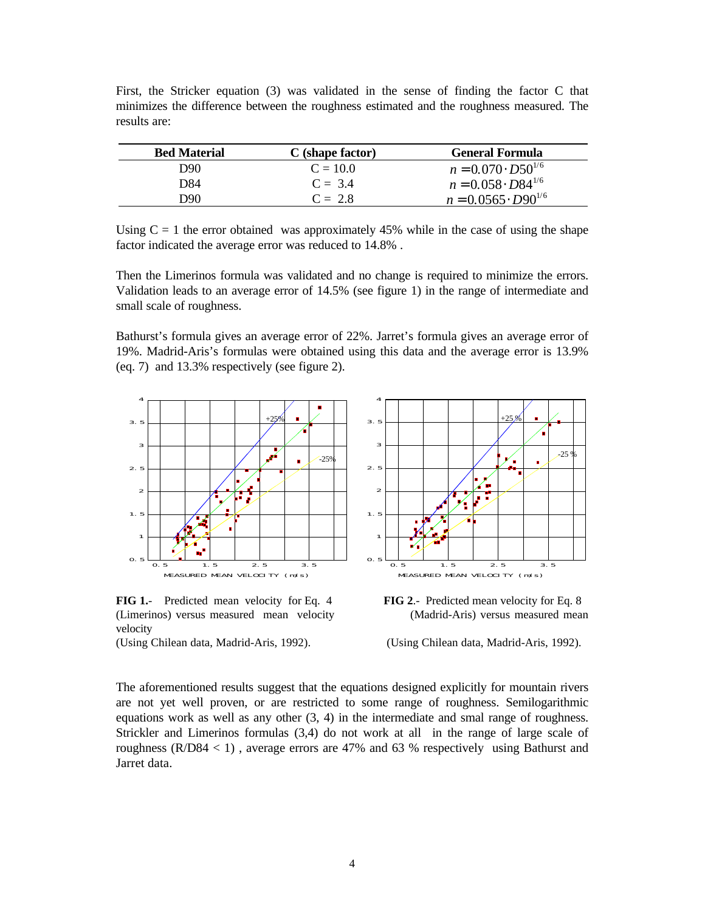First, the Stricker equation (3) was validated in the sense of finding the factor C that minimizes the difference between the roughness estimated and the roughness measured. The results are:

| Bed Material | C (shape factor) | General Formula |
|---|---|---|
| D90 | C = 10.0 | $n = 0.070 \cdot D50^{1/6}$ |
| D84 | C = 3.4 | $n = 0.058 \cdot D84^{1/6}$ |
| D90 | C = 2.8 | $n = 0.0565 \cdot D90^{1/6}$ |

Using C = 1 the error obtained was approximately 45% while in the case of using the shape factor indicated the average error was reduced to 14.8% .

Then the Limerinos formula was validated and no change is required to minimize the errors. Validation leads to an average error of 14.5% (see figure 1) in the range of intermediate and small scale of roughness.

Bathurst's formula gives an average error of 22%. Jarret's formula gives an average error of 19%. Madrid-Aris's formulas were obtained using this data and the average error is 13.9% (eq. 7) and 13.3% respectively (see figure 2).

**FIG 1.**- Predicted mean velocity for Eq. 4 (Limerinos) versus measured mean velocity
(Using Chilean data, Madrid-Aris, 1992).

**FIG 2**.- Predicted mean velocity for Eq. 8 (Madrid-Aris) versus measured mean
(Using Chilean data, Madrid-Aris, 1992).

The aforementioned results suggest that the equations designed explicitly for mountain rivers are not yet well proven, or are restricted to some range of roughness. Semilogarithmic equations work as well as any other (3, 4) in the intermediate and smal range of roughness. Strickler and Limerinos formulas (3,4) do not work at all in the range of large scale of roughness (R/D84 < 1) , average errors are 47% and 63 % respectively using Bathurst and Jarret data.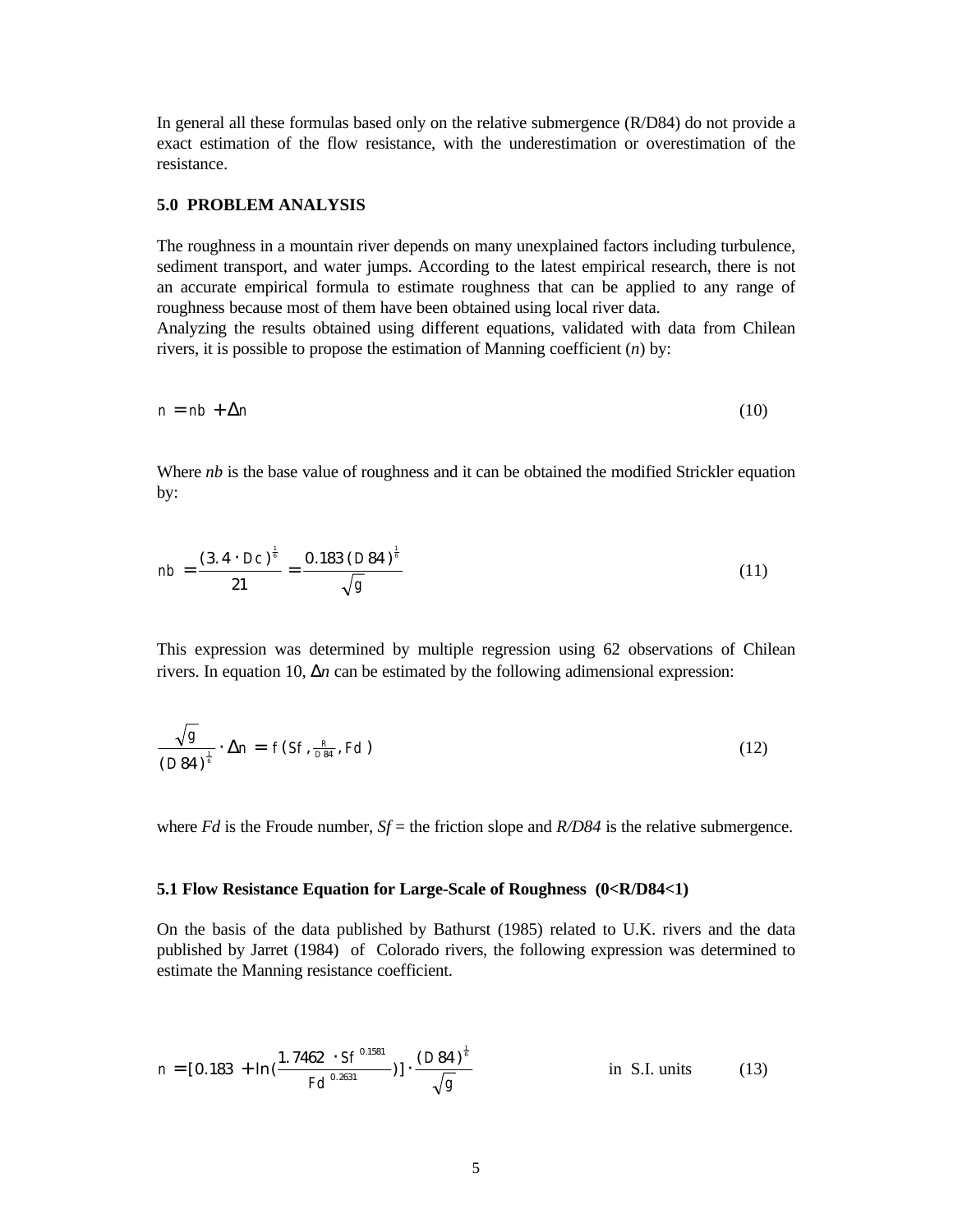In general all these formulas based only on the relative submergence (R/D84) do not provide a exact estimation of the flow resistance, with the underestimation or overestimation of the resistance.

## 5.0 PROBLEM ANALYSIS

The roughness in a mountain river depends on many unexplained factors including turbulence, sediment transport, and water jumps. According to the latest empirical research, there is not an accurate empirical formula to estimate roughness that can be applied to any range of roughness because most of them have been obtained using local river data.
Analyzing the results obtained using different equations, validated with data from Chilean rivers, it is possible to propose the estimation of Manning coefficient (*n*) by:

$$n = nb + \Delta n \qquad (10)$$

Where *nb* is the base value of roughness and it can be obtained the modified Strickler equation by:

$$nb = \frac{(3.4 \cdot Dc)^{\frac{1}{6}}}{21} = \frac{0.183\,(D84)^{\frac{1}{6}}}{\sqrt{g}} \qquad (11)$$

This expression was determined by multiple regression using 62 observations of Chilean rivers. In equation 10, $\Delta n$ can be estimated by the following adimensional expression:

$$\frac{\sqrt{g}}{(D84)^{\frac{1}{6}}} \cdot \Delta n = f(Sf, \tfrac{R}{D84}, Fd) \qquad (12)$$

where *Fd* is the Froude number, *Sf* = the friction slope and *R/D84* is the relative submergence.

### 5.1 Flow Resistance Equation for Large-Scale of Roughness (0<R/D84<1)

On the basis of the data published by Bathurst (1985) related to U.K. rivers and the data published by Jarret (1984) of Colorado rivers, the following expression was determined to estimate the Manning resistance coefficient.

$$n = [0.183 + \ln(\frac{1.7462 \cdot Sf^{\,0.1581}}{Fd^{\,0.2631}})] \cdot \frac{(D84)^{\frac{1}{6}}}{\sqrt{g}} \qquad \text{in S.I. units} \qquad (13)$$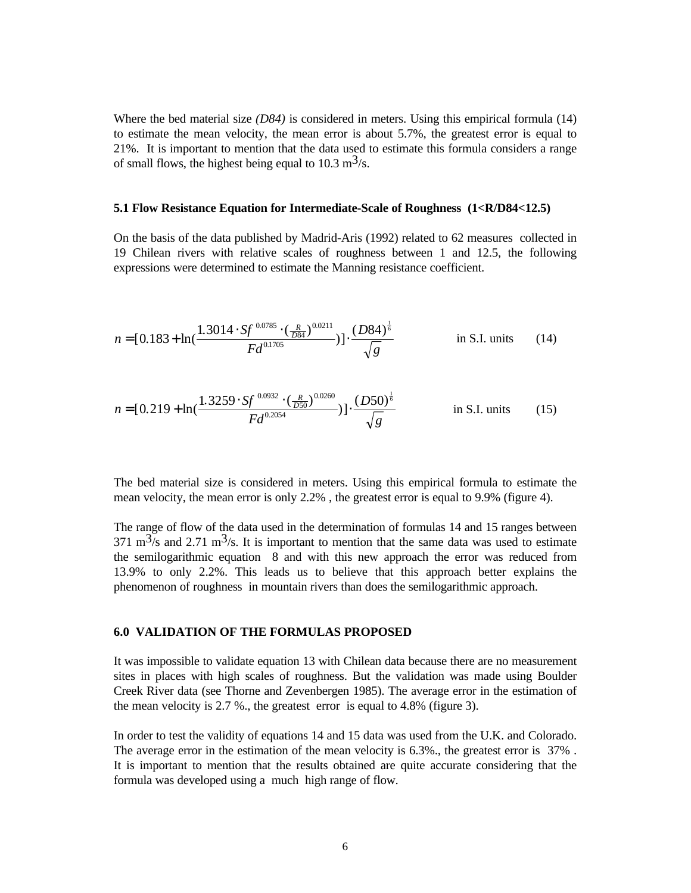Where the bed material size *(D84)* is considered in meters. Using this empirical formula (14) to estimate the mean velocity, the mean error is about 5.7%, the greatest error is equal to 21%. It is important to mention that the data used to estimate this formula considers a range of small flows, the highest being equal to 10.3 $m^3/s$.

### 5.1 Flow Resistance Equation for Intermediate-Scale of Roughness (1<R/D84<12.5)

On the basis of the data published by Madrid-Aris (1992) related to 62 measures collected in 19 Chilean rivers with relative scales of roughness between 1 and 12.5, the following expressions were determined to estimate the Manning resistance coefficient.

$$n = [0.183 + \ln(\frac{1.3014 \cdot Sf^{\ 0.0785} \cdot (\frac{R}{D84})^{0.0211}}{Fd^{0.1705}})] \cdot \frac{(D84)^{\frac{1}{6}}}{\sqrt{g}} \qquad \text{in S.I. units} \qquad (14)$$

$$n = [0.219 + \ln(\frac{1.3259 \cdot Sf^{\ 0.0932} \cdot (\frac{R}{D50})^{0.0260}}{Fd^{0.2054}})] \cdot \frac{(D50)^{\frac{1}{6}}}{\sqrt{g}} \qquad \text{in S.I. units} \qquad (15)$$

The bed material size is considered in meters. Using this empirical formula to estimate the mean velocity, the mean error is only 2.2% , the greatest error is equal to 9.9% (figure 4).

The range of flow of the data used in the determination of formulas 14 and 15 ranges between 371 $m^3/s$ and 2.71 $m^3/s$. It is important to mention that the same data was used to estimate the semilogarithmic equation 8 and with this new approach the error was reduced from 13.9% to only 2.2%. This leads us to believe that this approach better explains the phenomenon of roughness in mountain rivers than does the semilogarithmic approach.

## 6.0 VALIDATION OF THE FORMULAS PROPOSED

It was impossible to validate equation 13 with Chilean data because there are no measurement sites in places with high scales of roughness. But the validation was made using Boulder Creek River data (see Thorne and Zevenbergen 1985). The average error in the estimation of the mean velocity is 2.7 %., the greatest error is equal to 4.8% (figure 3).

In order to test the validity of equations 14 and 15 data was used from the U.K. and Colorado. The average error in the estimation of the mean velocity is 6.3%., the greatest error is 37% . It is important to mention that the results obtained are quite accurate considering that the formula was developed using a much high range of flow.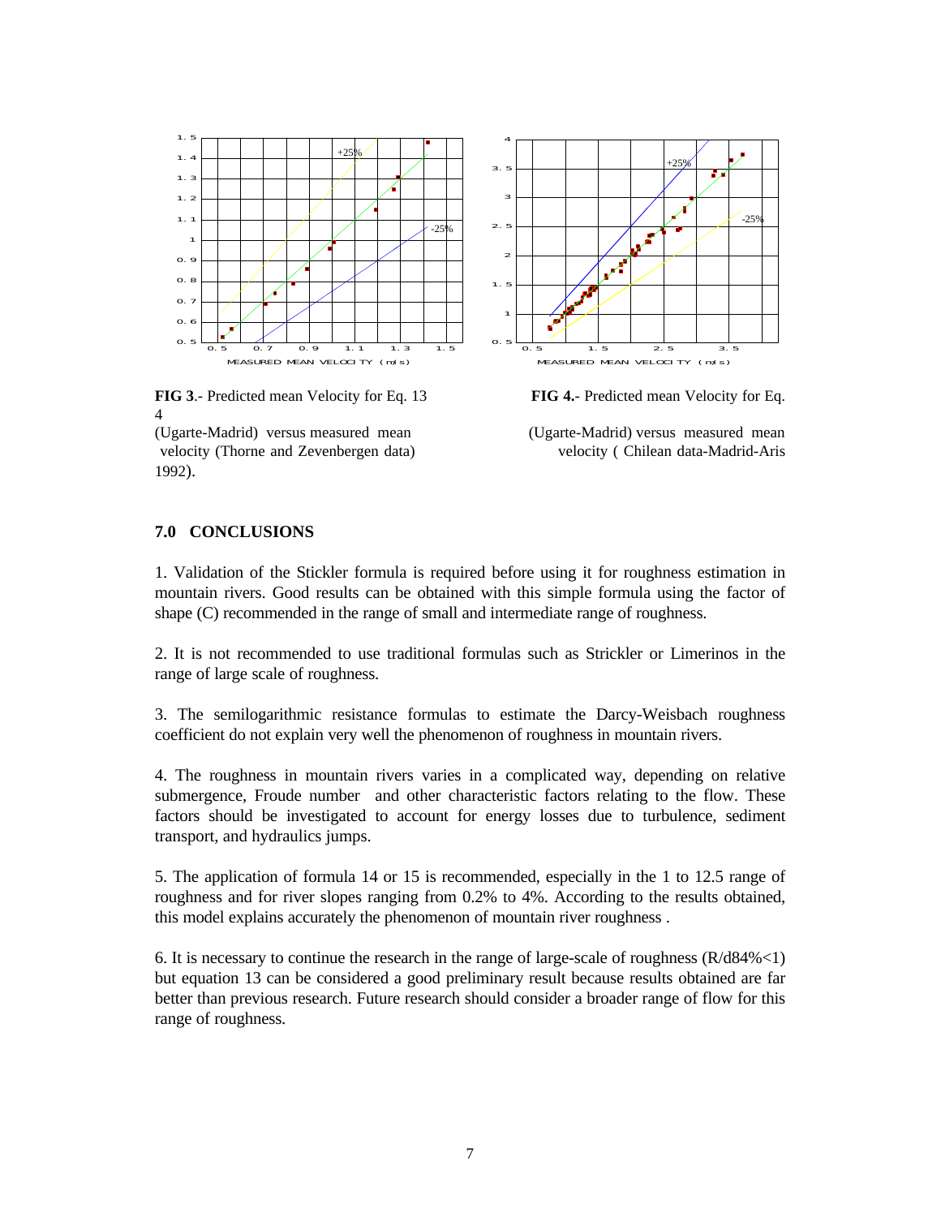**FIG 3**.- Predicted mean Velocity for Eq. 13 4 (Ugarte-Madrid) versus measured mean velocity (Thorne and Zevenbergen data) 1992).

**FIG 4.**- Predicted mean Velocity for Eq. (Ugarte-Madrid) versus measured mean velocity ( Chilean data-Madrid-Aris

## 7.0 CONCLUSIONS

1. Validation of the Stickler formula is required before using it for roughness estimation in mountain rivers. Good results can be obtained with this simple formula using the factor of shape (C) recommended in the range of small and intermediate range of roughness.

2. It is not recommended to use traditional formulas such as Strickler or Limerinos in the range of large scale of roughness.

3. The semilogarithmic resistance formulas to estimate the Darcy-Weisbach roughness coefficient do not explain very well the phenomenon of roughness in mountain rivers.

4. The roughness in mountain rivers varies in a complicated way, depending on relative submergence, Froude number and other characteristic factors relating to the flow. These factors should be investigated to account for energy losses due to turbulence, sediment transport, and hydraulics jumps.

5. The application of formula 14 or 15 is recommended, especially in the 1 to 12.5 range of roughness and for river slopes ranging from 0.2% to 4%. According to the results obtained, this model explains accurately the phenomenon of mountain river roughness .

6. It is necessary to continue the research in the range of large-scale of roughness (R/d84%<1) but equation 13 can be considered a good preliminary result because results obtained are far better than previous research. Future research should consider a broader range of flow for this range of roughness.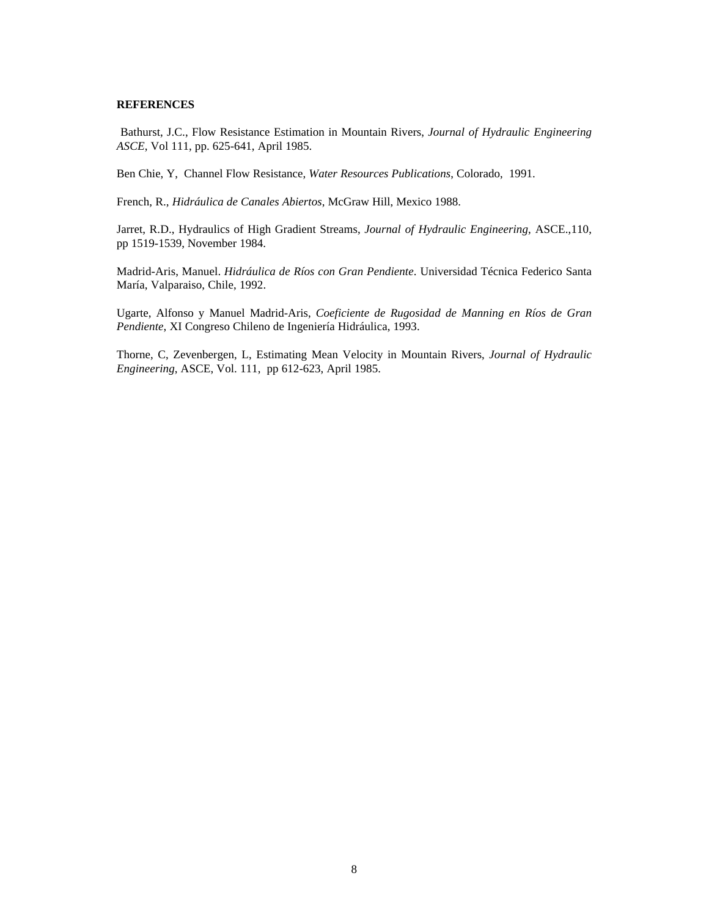**REFERENCES**

Bathurst, J.C., Flow Resistance Estimation in Mountain Rivers, *Journal of Hydraulic Engineering ASCE*, Vol 111, pp. 625-641, April 1985.

Ben Chie, Y, Channel Flow Resistance, *Water Resources Publications*, Colorado, 1991.

French, R., *Hidráulica de Canales Abiertos*, McGraw Hill, Mexico 1988.

Jarret, R.D., Hydraulics of High Gradient Streams, *Journal of Hydraulic Engineering*, ASCE.,110, pp 1519-1539, November 1984.

Madrid-Aris, Manuel. *Hidráulica de Ríos con Gran Pendiente*. Universidad Técnica Federico Santa María, Valparaiso, Chile, 1992.

Ugarte, Alfonso y Manuel Madrid-Aris, *Coeficiente de Rugosidad de Manning en Ríos de Gran Pendiente*, XI Congreso Chileno de Ingeniería Hidráulica, 1993.

Thorne, C, Zevenbergen, L, Estimating Mean Velocity in Mountain Rivers, *Journal of Hydraulic Engineering*, ASCE, Vol. 111, pp 612-623, April 1985.